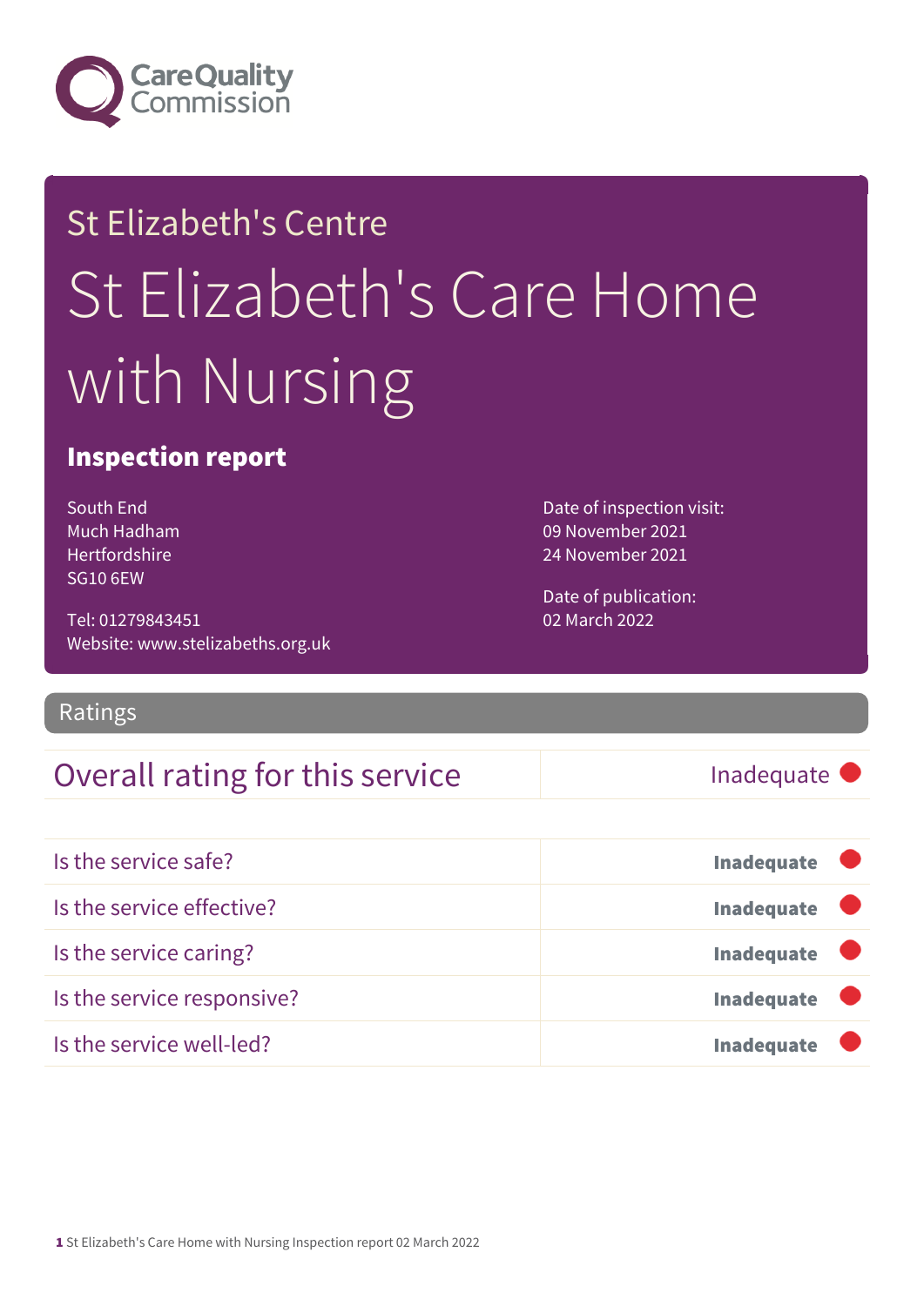Care Quality Commission

# St Elizabeth's Centre

# St Elizabeth's Care Home with Nursing

## Inspection report

South End
Much Hadham
Hertfordshire
SG10 6EW

Tel: 01279843451
Website: www.stelizabeths.org.uk

Date of inspection visit:
09 November 2021
24 November 2021

Date of publication:
02 March 2022

## Ratings

| Overall rating for this service | Inadequate |
|---|---|

| | |
|---|---|
| Is the service safe? | **Inadequate** |
| Is the service effective? | **Inadequate** |
| Is the service caring? | **Inadequate** |
| Is the service responsive? | **Inadequate** |
| Is the service well-led? | **Inadequate** |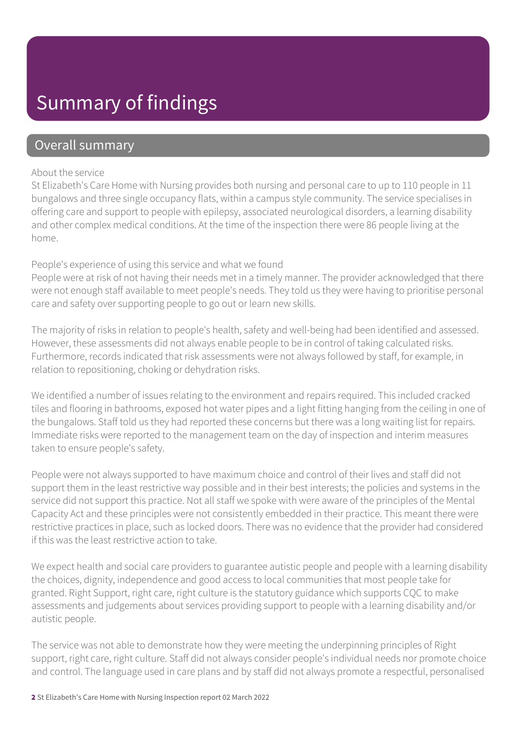# Summary of findings

## Overall summary

About the service

St Elizabeth's Care Home with Nursing provides both nursing and personal care to up to 110 people in 11 bungalows and three single occupancy flats, within a campus style community. The service specialises in offering care and support to people with epilepsy, associated neurological disorders, a learning disability and other complex medical conditions. At the time of the inspection there were 86 people living at the home.

People's experience of using this service and what we found

People were at risk of not having their needs met in a timely manner. The provider acknowledged that there were not enough staff available to meet people's needs. They told us they were having to prioritise personal care and safety over supporting people to go out or learn new skills.

The majority of risks in relation to people's health, safety and well-being had been identified and assessed. However, these assessments did not always enable people to be in control of taking calculated risks. Furthermore, records indicated that risk assessments were not always followed by staff, for example, in relation to repositioning, choking or dehydration risks.

We identified a number of issues relating to the environment and repairs required. This included cracked tiles and flooring in bathrooms, exposed hot water pipes and a light fitting hanging from the ceiling in one of the bungalows. Staff told us they had reported these concerns but there was a long waiting list for repairs. Immediate risks were reported to the management team on the day of inspection and interim measures taken to ensure people's safety.

People were not always supported to have maximum choice and control of their lives and staff did not support them in the least restrictive way possible and in their best interests; the policies and systems in the service did not support this practice. Not all staff we spoke with were aware of the principles of the Mental Capacity Act and these principles were not consistently embedded in their practice. This meant there were restrictive practices in place, such as locked doors. There was no evidence that the provider had considered if this was the least restrictive action to take.

We expect health and social care providers to guarantee autistic people and people with a learning disability the choices, dignity, independence and good access to local communities that most people take for granted. Right Support, right care, right culture is the statutory guidance which supports CQC to make assessments and judgements about services providing support to people with a learning disability and/or autistic people.

The service was not able to demonstrate how they were meeting the underpinning principles of Right support, right care, right culture. Staff did not always consider people's individual needs nor promote choice and control. The language used in care plans and by staff did not always promote a respectful, personalised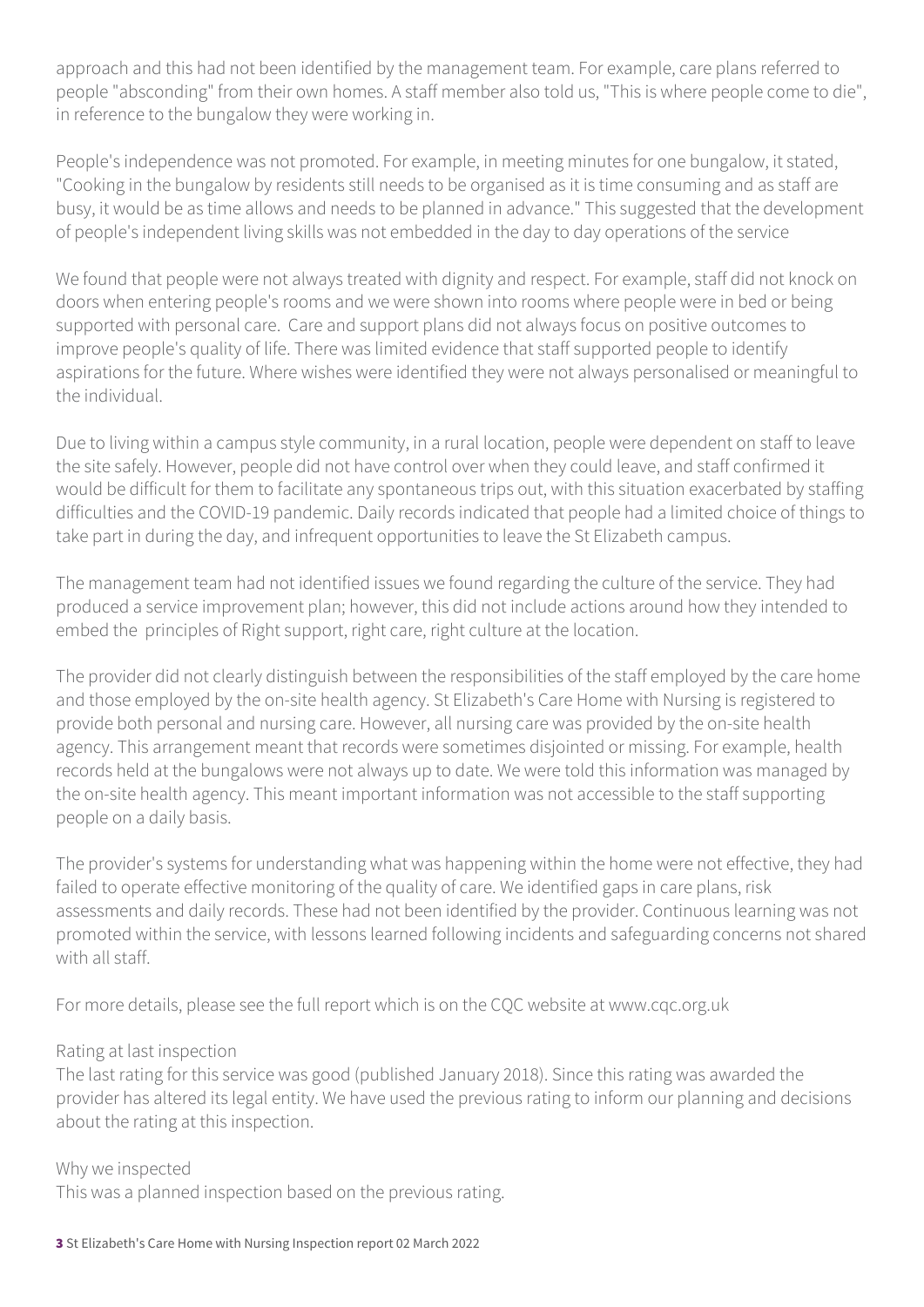approach and this had not been identified by the management team. For example, care plans referred to people "absconding" from their own homes. A staff member also told us, "This is where people come to die", in reference to the bungalow they were working in.

People's independence was not promoted. For example, in meeting minutes for one bungalow, it stated, "Cooking in the bungalow by residents still needs to be organised as it is time consuming and as staff are busy, it would be as time allows and needs to be planned in advance." This suggested that the development of people's independent living skills was not embedded in the day to day operations of the service

We found that people were not always treated with dignity and respect. For example, staff did not knock on doors when entering people's rooms and we were shown into rooms where people were in bed or being supported with personal care. Care and support plans did not always focus on positive outcomes to improve people's quality of life. There was limited evidence that staff supported people to identify aspirations for the future. Where wishes were identified they were not always personalised or meaningful to the individual.

Due to living within a campus style community, in a rural location, people were dependent on staff to leave the site safely. However, people did not have control over when they could leave, and staff confirmed it would be difficult for them to facilitate any spontaneous trips out, with this situation exacerbated by staffing difficulties and the COVID-19 pandemic. Daily records indicated that people had a limited choice of things to take part in during the day, and infrequent opportunities to leave the St Elizabeth campus.

The management team had not identified issues we found regarding the culture of the service. They had produced a service improvement plan; however, this did not include actions around how they intended to embed the principles of Right support, right care, right culture at the location.

The provider did not clearly distinguish between the responsibilities of the staff employed by the care home and those employed by the on-site health agency. St Elizabeth's Care Home with Nursing is registered to provide both personal and nursing care. However, all nursing care was provided by the on-site health agency. This arrangement meant that records were sometimes disjointed or missing. For example, health records held at the bungalows were not always up to date. We were told this information was managed by the on-site health agency. This meant important information was not accessible to the staff supporting people on a daily basis.

The provider's systems for understanding what was happening within the home were not effective, they had failed to operate effective monitoring of the quality of care. We identified gaps in care plans, risk assessments and daily records. These had not been identified by the provider. Continuous learning was not promoted within the service, with lessons learned following incidents and safeguarding concerns not shared with all staff.

For more details, please see the full report which is on the CQC website at www.cqc.org.uk

Rating at last inspection
The last rating for this service was good (published January 2018). Since this rating was awarded the provider has altered its legal entity. We have used the previous rating to inform our planning and decisions about the rating at this inspection.

Why we inspected
This was a planned inspection based on the previous rating.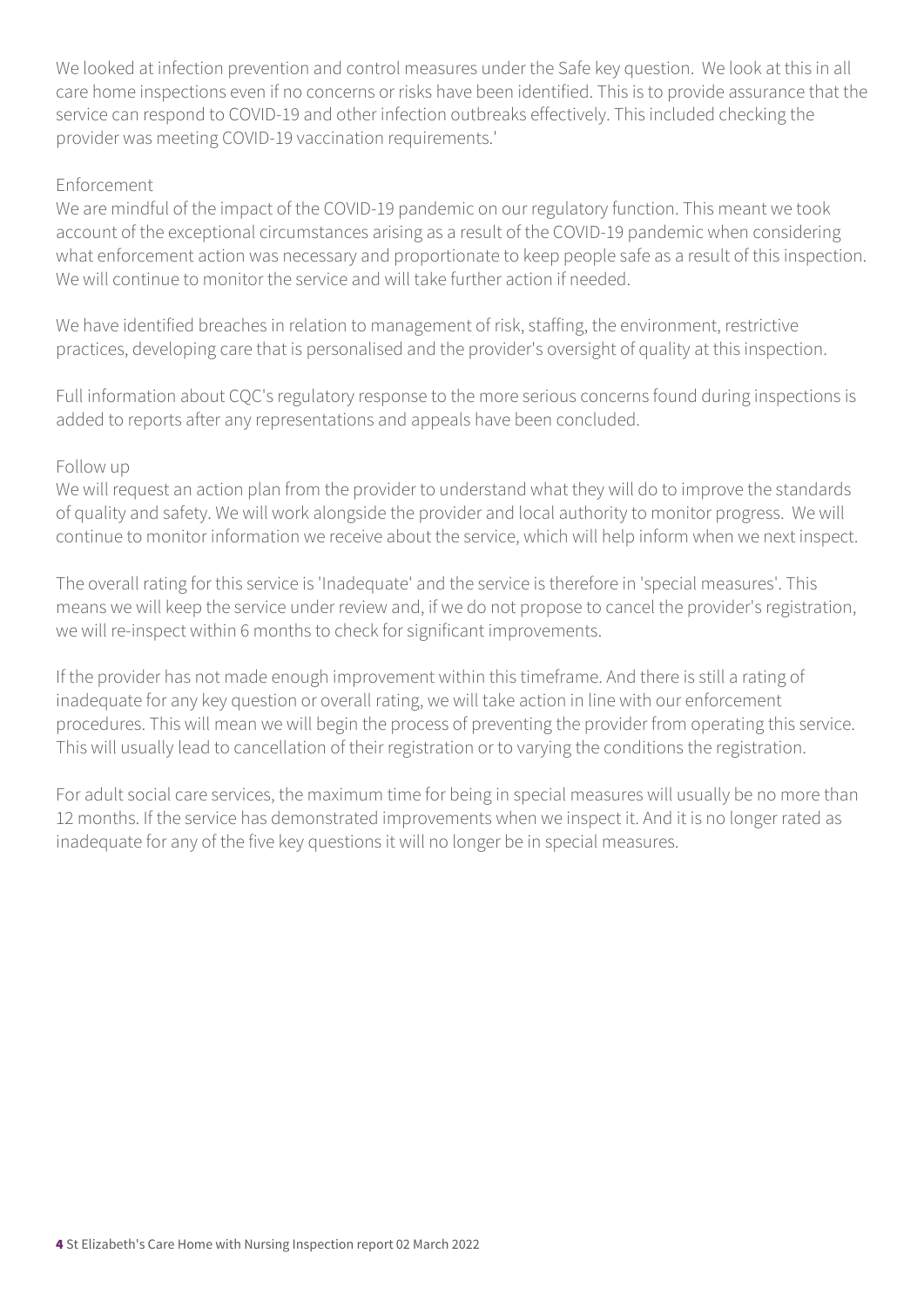We looked at infection prevention and control measures under the Safe key question. We look at this in all care home inspections even if no concerns or risks have been identified. This is to provide assurance that the service can respond to COVID-19 and other infection outbreaks effectively. This included checking the provider was meeting COVID-19 vaccination requirements.'

Enforcement

We are mindful of the impact of the COVID-19 pandemic on our regulatory function. This meant we took account of the exceptional circumstances arising as a result of the COVID-19 pandemic when considering what enforcement action was necessary and proportionate to keep people safe as a result of this inspection. We will continue to monitor the service and will take further action if needed.

We have identified breaches in relation to management of risk, staffing, the environment, restrictive practices, developing care that is personalised and the provider's oversight of quality at this inspection.

Full information about CQC's regulatory response to the more serious concerns found during inspections is added to reports after any representations and appeals have been concluded.

Follow up

We will request an action plan from the provider to understand what they will do to improve the standards of quality and safety. We will work alongside the provider and local authority to monitor progress. We will continue to monitor information we receive about the service, which will help inform when we next inspect.

The overall rating for this service is 'Inadequate' and the service is therefore in 'special measures'. This means we will keep the service under review and, if we do not propose to cancel the provider's registration, we will re-inspect within 6 months to check for significant improvements.

If the provider has not made enough improvement within this timeframe. And there is still a rating of inadequate for any key question or overall rating, we will take action in line with our enforcement procedures. This will mean we will begin the process of preventing the provider from operating this service. This will usually lead to cancellation of their registration or to varying the conditions the registration.

For adult social care services, the maximum time for being in special measures will usually be no more than 12 months. If the service has demonstrated improvements when we inspect it. And it is no longer rated as inadequate for any of the five key questions it will no longer be in special measures.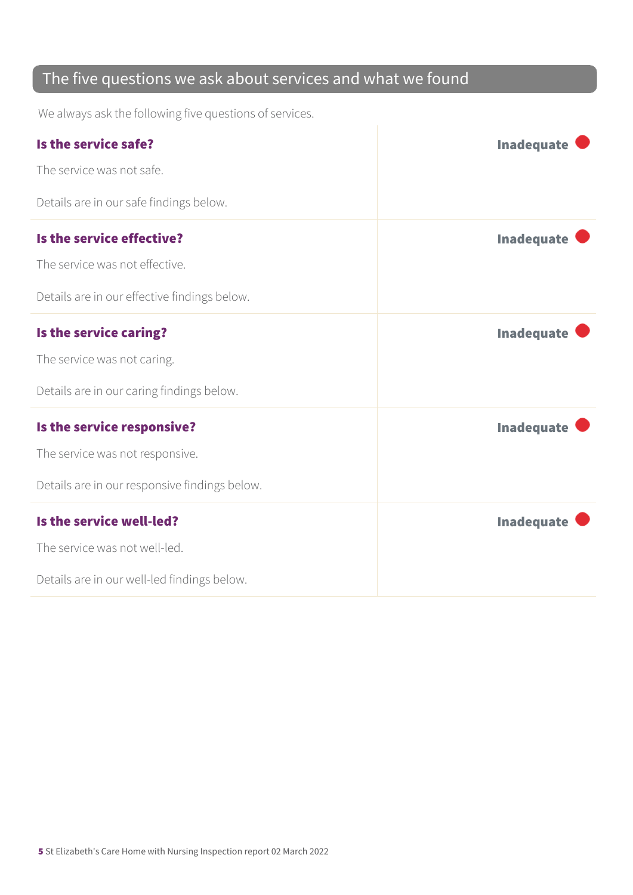## The five questions we ask about services and what we found

We always ask the following five questions of services.

| | |
|---|---|
| **Is the service safe?**<br><br>The service was not safe.<br><br>Details are in our safe findings below. | **Inadequate** |
| **Is the service effective?**<br><br>The service was not effective.<br><br>Details are in our effective findings below. | **Inadequate** |
| **Is the service caring?**<br><br>The service was not caring.<br><br>Details are in our caring findings below. | **Inadequate** |
| **Is the service responsive?**<br><br>The service was not responsive.<br><br>Details are in our responsive findings below. | **Inadequate** |
| **Is the service well-led?**<br><br>The service was not well-led.<br><br>Details are in our well-led findings below. | **Inadequate** |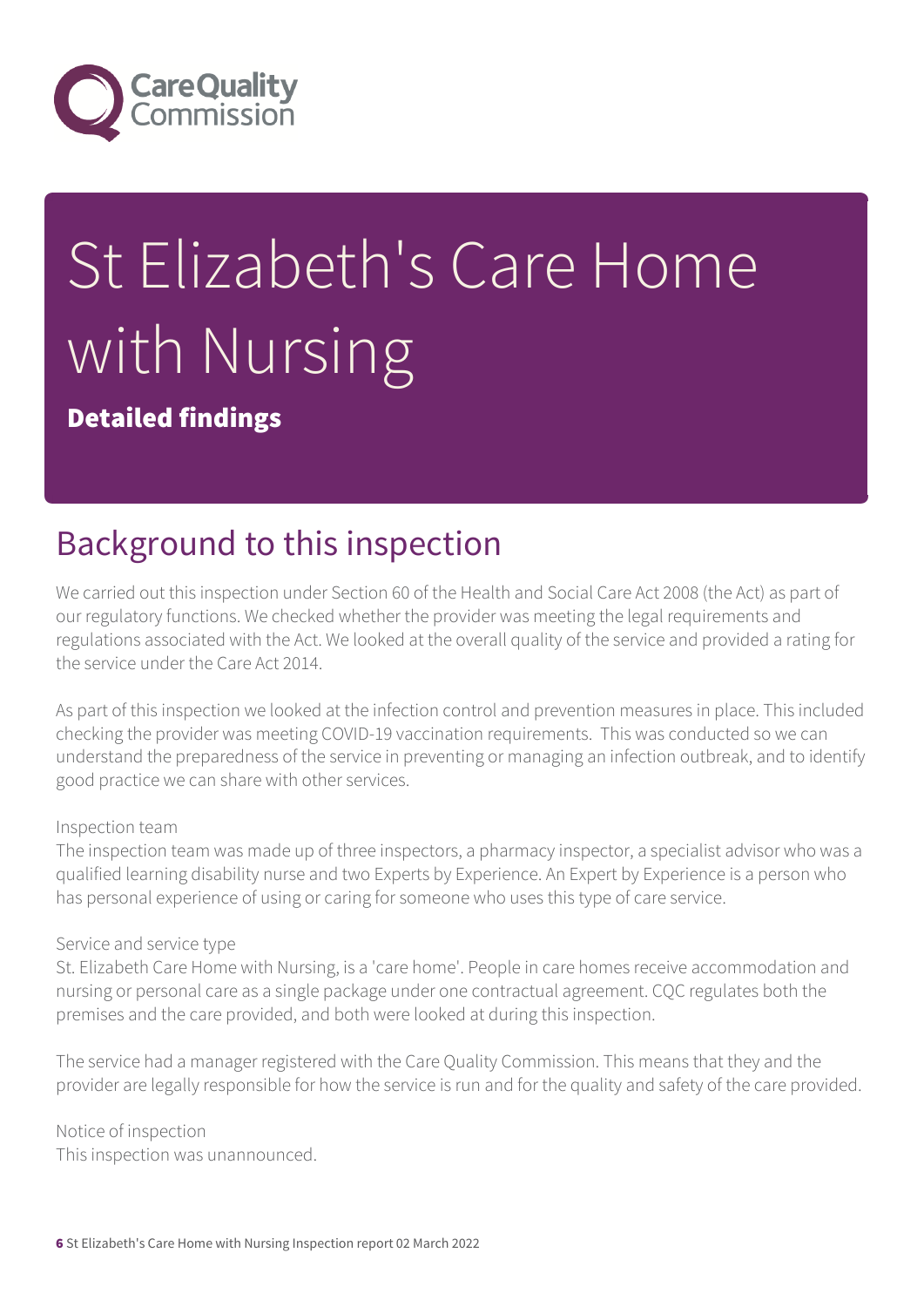# St Elizabeth's Care Home with Nursing

**Detailed findings**

## Background to this inspection

We carried out this inspection under Section 60 of the Health and Social Care Act 2008 (the Act) as part of our regulatory functions. We checked whether the provider was meeting the legal requirements and regulations associated with the Act. We looked at the overall quality of the service and provided a rating for the service under the Care Act 2014.

As part of this inspection we looked at the infection control and prevention measures in place. This included checking the provider was meeting COVID-19 vaccination requirements. This was conducted so we can understand the preparedness of the service in preventing or managing an infection outbreak, and to identify good practice we can share with other services.

Inspection team
The inspection team was made up of three inspectors, a pharmacy inspector, a specialist advisor who was a qualified learning disability nurse and two Experts by Experience. An Expert by Experience is a person who has personal experience of using or caring for someone who uses this type of care service.

Service and service type
St. Elizabeth Care Home with Nursing, is a 'care home'. People in care homes receive accommodation and nursing or personal care as a single package under one contractual agreement. CQC regulates both the premises and the care provided, and both were looked at during this inspection.

The service had a manager registered with the Care Quality Commission. This means that they and the provider are legally responsible for how the service is run and for the quality and safety of the care provided.

Notice of inspection
This inspection was unannounced.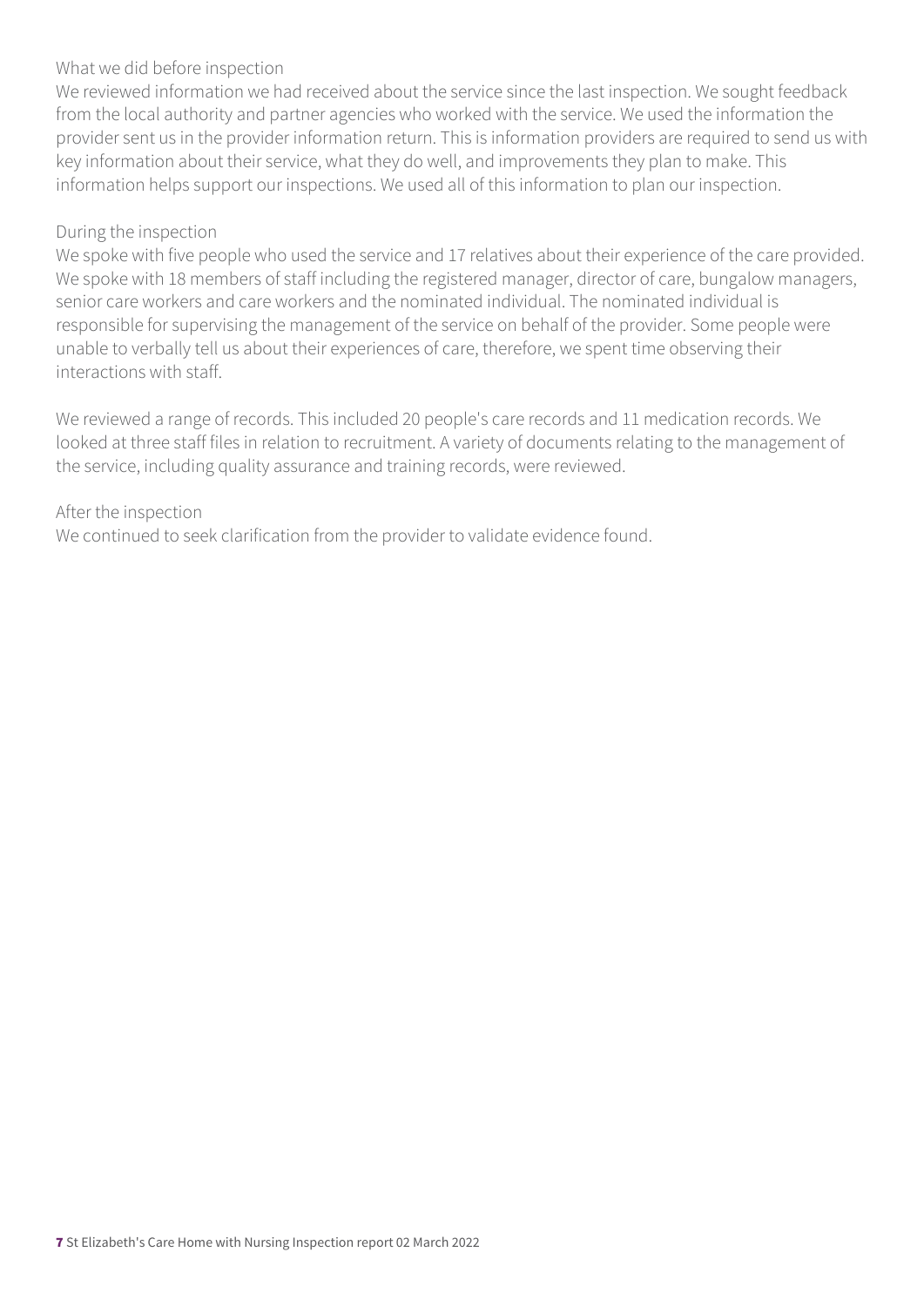What we did before inspection
We reviewed information we had received about the service since the last inspection. We sought feedback from the local authority and partner agencies who worked with the service. We used the information the provider sent us in the provider information return. This is information providers are required to send us with key information about their service, what they do well, and improvements they plan to make. This information helps support our inspections. We used all of this information to plan our inspection.

During the inspection
We spoke with five people who used the service and 17 relatives about their experience of the care provided. We spoke with 18 members of staff including the registered manager, director of care, bungalow managers, senior care workers and care workers and the nominated individual. The nominated individual is responsible for supervising the management of the service on behalf of the provider. Some people were unable to verbally tell us about their experiences of care, therefore, we spent time observing their interactions with staff.

We reviewed a range of records. This included 20 people's care records and 11 medication records. We looked at three staff files in relation to recruitment. A variety of documents relating to the management of the service, including quality assurance and training records, were reviewed.

After the inspection
We continued to seek clarification from the provider to validate evidence found.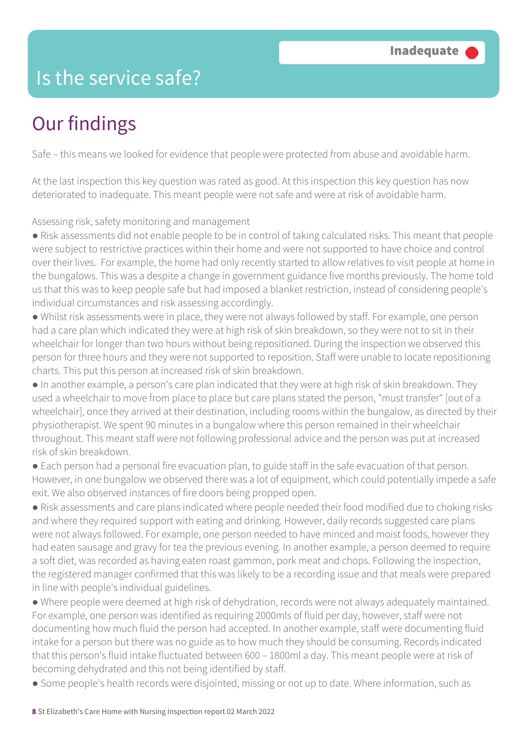# Is the service safe?

**Inadequate**

## Our findings

Safe – this means we looked for evidence that people were protected from abuse and avoidable harm.

At the last inspection this key question was rated as good. At this inspection this key question has now deteriorated to inadequate. This meant people were not safe and were at risk of avoidable harm.

Assessing risk, safety monitoring and management

- Risk assessments did not enable people to be in control of taking calculated risks. This meant that people were subject to restrictive practices within their home and were not supported to have choice and control over their lives. For example, the home had only recently started to allow relatives to visit people at home in the bungalows. This was a despite a change in government guidance five months previously. The home told us that this was to keep people safe but had imposed a blanket restriction, instead of considering people's individual circumstances and risk assessing accordingly.
- Whilst risk assessments were in place, they were not always followed by staff. For example, one person had a care plan which indicated they were at high risk of skin breakdown, so they were not to sit in their wheelchair for longer than two hours without being repositioned. During the inspection we observed this person for three hours and they were not supported to reposition. Staff were unable to locate repositioning charts. This put this person at increased risk of skin breakdown.
- In another example, a person's care plan indicated that they were at high risk of skin breakdown. They used a wheelchair to move from place to place but care plans stated the person, "must transfer" [out of a wheelchair], once they arrived at their destination, including rooms within the bungalow, as directed by their physiotherapist. We spent 90 minutes in a bungalow where this person remained in their wheelchair throughout. This meant staff were not following professional advice and the person was put at increased risk of skin breakdown.
- Each person had a personal fire evacuation plan, to guide staff in the safe evacuation of that person. However, in one bungalow we observed there was a lot of equipment, which could potentially impede a safe exit. We also observed instances of fire doors being propped open.
- Risk assessments and care plans indicated where people needed their food modified due to choking risks and where they required support with eating and drinking. However, daily records suggested care plans were not always followed. For example, one person needed to have minced and moist foods, however they had eaten sausage and gravy for tea the previous evening. In another example, a person deemed to require a soft diet, was recorded as having eaten roast gammon, pork meat and chops. Following the inspection, the registered manager confirmed that this was likely to be a recording issue and that meals were prepared in line with people's individual guidelines.
- Where people were deemed at high risk of dehydration, records were not always adequately maintained. For example, one person was identified as requiring 2000mls of fluid per day, however, staff were not documenting how much fluid the person had accepted. In another example, staff were documenting fluid intake for a person but there was no guide as to how much they should be consuming. Records indicated that this person's fluid intake fluctuated between 600 – 1800ml a day. This meant people were at risk of becoming dehydrated and this not being identified by staff.
- Some people's health records were disjointed, missing or not up to date. Where information, such as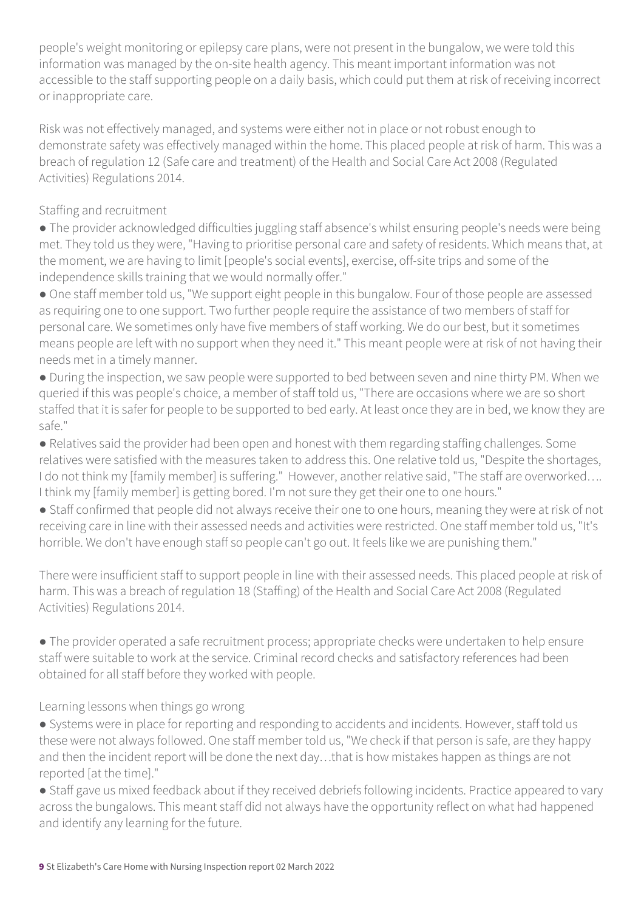people's weight monitoring or epilepsy care plans, were not present in the bungalow, we were told this information was managed by the on-site health agency. This meant important information was not accessible to the staff supporting people on a daily basis, which could put them at risk of receiving incorrect or inappropriate care.

Risk was not effectively managed, and systems were either not in place or not robust enough to demonstrate safety was effectively managed within the home. This placed people at risk of harm. This was a breach of regulation 12 (Safe care and treatment) of the Health and Social Care Act 2008 (Regulated Activities) Regulations 2014.

Staffing and recruitment

- The provider acknowledged difficulties juggling staff absence's whilst ensuring people's needs were being met. They told us they were, "Having to prioritise personal care and safety of residents. Which means that, at the moment, we are having to limit [people's social events], exercise, off-site trips and some of the independence skills training that we would normally offer."
- One staff member told us, "We support eight people in this bungalow. Four of those people are assessed as requiring one to one support. Two further people require the assistance of two members of staff for personal care. We sometimes only have five members of staff working. We do our best, but it sometimes means people are left with no support when they need it." This meant people were at risk of not having their needs met in a timely manner.
- During the inspection, we saw people were supported to bed between seven and nine thirty PM. When we queried if this was people's choice, a member of staff told us, "There are occasions where we are so short staffed that it is safer for people to be supported to bed early. At least once they are in bed, we know they are safe."
- Relatives said the provider had been open and honest with them regarding staffing challenges. Some relatives were satisfied with the measures taken to address this. One relative told us, "Despite the shortages, I do not think my [family member] is suffering." However, another relative said, "The staff are overworked…. I think my [family member] is getting bored. I'm not sure they get their one to one hours."
- Staff confirmed that people did not always receive their one to one hours, meaning they were at risk of not receiving care in line with their assessed needs and activities were restricted. One staff member told us, "It's horrible. We don't have enough staff so people can't go out. It feels like we are punishing them."

There were insufficient staff to support people in line with their assessed needs. This placed people at risk of harm. This was a breach of regulation 18 (Staffing) of the Health and Social Care Act 2008 (Regulated Activities) Regulations 2014.

- The provider operated a safe recruitment process; appropriate checks were undertaken to help ensure staff were suitable to work at the service. Criminal record checks and satisfactory references had been obtained for all staff before they worked with people.

Learning lessons when things go wrong

- Systems were in place for reporting and responding to accidents and incidents. However, staff told us these were not always followed. One staff member told us, "We check if that person is safe, are they happy and then the incident report will be done the next day…that is how mistakes happen as things are not reported [at the time]."
- Staff gave us mixed feedback about if they received debriefs following incidents. Practice appeared to vary across the bungalows. This meant staff did not always have the opportunity reflect on what had happened and identify any learning for the future.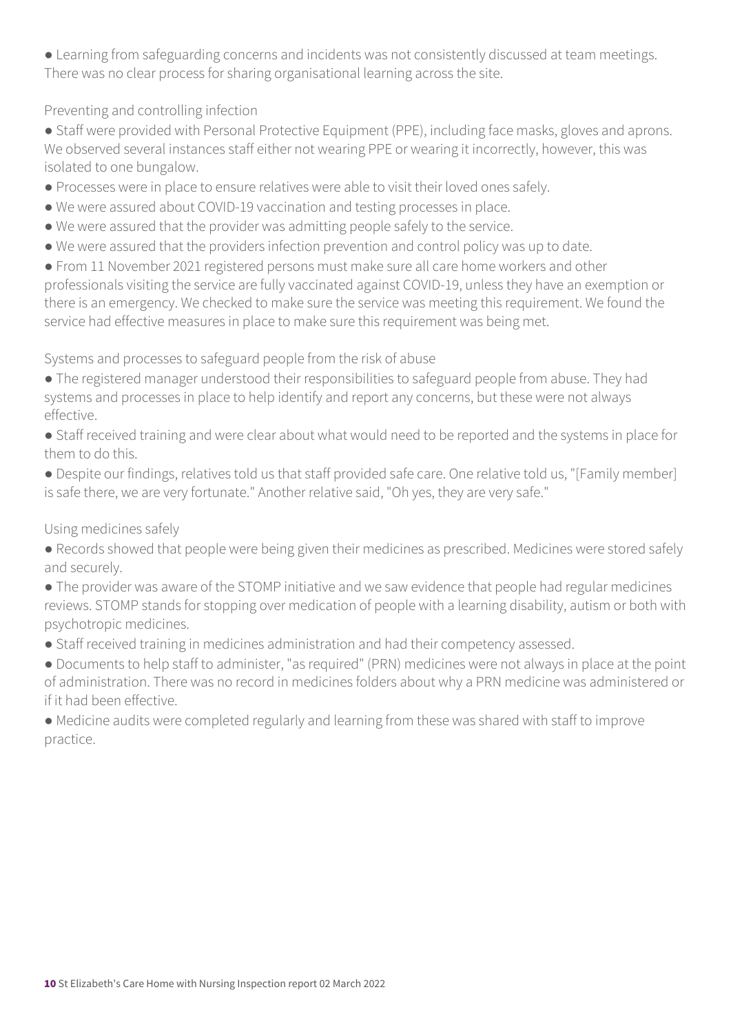- Learning from safeguarding concerns and incidents was not consistently discussed at team meetings. There was no clear process for sharing organisational learning across the site.

Preventing and controlling infection

- Staff were provided with Personal Protective Equipment (PPE), including face masks, gloves and aprons. We observed several instances staff either not wearing PPE or wearing it incorrectly, however, this was isolated to one bungalow.
- Processes were in place to ensure relatives were able to visit their loved ones safely.
- We were assured about COVID-19 vaccination and testing processes in place.
- We were assured that the provider was admitting people safely to the service.
- We were assured that the providers infection prevention and control policy was up to date.
- From 11 November 2021 registered persons must make sure all care home workers and other professionals visiting the service are fully vaccinated against COVID-19, unless they have an exemption or there is an emergency. We checked to make sure the service was meeting this requirement. We found the service had effective measures in place to make sure this requirement was being met.

Systems and processes to safeguard people from the risk of abuse

- The registered manager understood their responsibilities to safeguard people from abuse. They had systems and processes in place to help identify and report any concerns, but these were not always effective.
- Staff received training and were clear about what would need to be reported and the systems in place for them to do this.
- Despite our findings, relatives told us that staff provided safe care. One relative told us, "[Family member] is safe there, we are very fortunate." Another relative said, "Oh yes, they are very safe."

Using medicines safely

- Records showed that people were being given their medicines as prescribed. Medicines were stored safely and securely.
- The provider was aware of the STOMP initiative and we saw evidence that people had regular medicines reviews. STOMP stands for stopping over medication of people with a learning disability, autism or both with psychotropic medicines.
- Staff received training in medicines administration and had their competency assessed.
- Documents to help staff to administer, "as required" (PRN) medicines were not always in place at the point of administration. There was no record in medicines folders about why a PRN medicine was administered or if it had been effective.
- Medicine audits were completed regularly and learning from these was shared with staff to improve practice.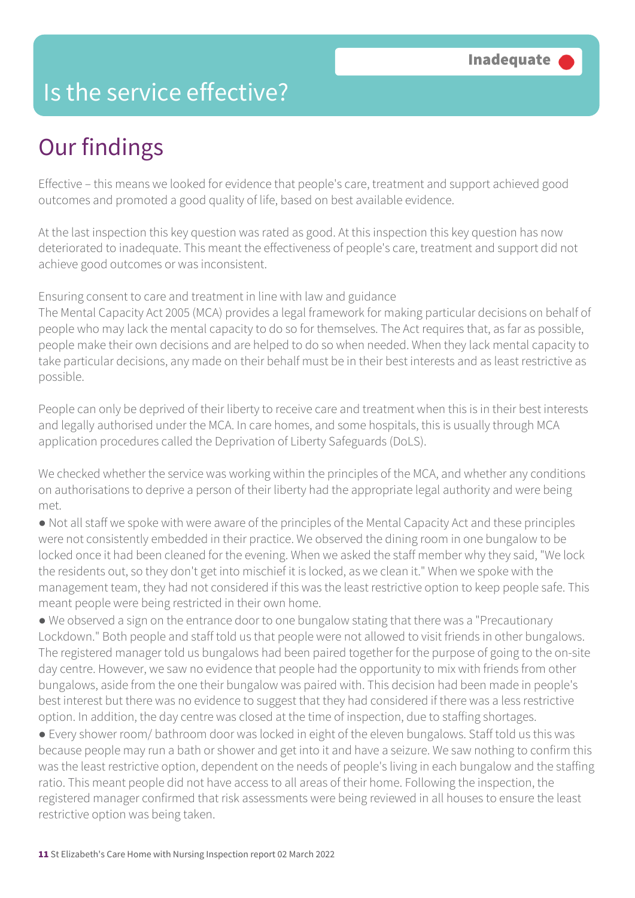# Is the service effective?

**Inadequate**

## Our findings

Effective – this means we looked for evidence that people's care, treatment and support achieved good outcomes and promoted a good quality of life, based on best available evidence.

At the last inspection this key question was rated as good. At this inspection this key question has now deteriorated to inadequate. This meant the effectiveness of people's care, treatment and support did not achieve good outcomes or was inconsistent.

Ensuring consent to care and treatment in line with law and guidance

The Mental Capacity Act 2005 (MCA) provides a legal framework for making particular decisions on behalf of people who may lack the mental capacity to do so for themselves. The Act requires that, as far as possible, people make their own decisions and are helped to do so when needed. When they lack mental capacity to take particular decisions, any made on their behalf must be in their best interests and as least restrictive as possible.

People can only be deprived of their liberty to receive care and treatment when this is in their best interests and legally authorised under the MCA. In care homes, and some hospitals, this is usually through MCA application procedures called the Deprivation of Liberty Safeguards (DoLS).

We checked whether the service was working within the principles of the MCA, and whether any conditions on authorisations to deprive a person of their liberty had the appropriate legal authority and were being met.

- Not all staff we spoke with were aware of the principles of the Mental Capacity Act and these principles were not consistently embedded in their practice. We observed the dining room in one bungalow to be locked once it had been cleaned for the evening. When we asked the staff member why they said, "We lock the residents out, so they don't get into mischief it is locked, as we clean it." When we spoke with the management team, they had not considered if this was the least restrictive option to keep people safe. This meant people were being restricted in their own home.
- We observed a sign on the entrance door to one bungalow stating that there was a "Precautionary Lockdown." Both people and staff told us that people were not allowed to visit friends in other bungalows. The registered manager told us bungalows had been paired together for the purpose of going to the on-site day centre. However, we saw no evidence that people had the opportunity to mix with friends from other bungalows, aside from the one their bungalow was paired with. This decision had been made in people's best interest but there was no evidence to suggest that they had considered if there was a less restrictive option. In addition, the day centre was closed at the time of inspection, due to staffing shortages.
- Every shower room/ bathroom door was locked in eight of the eleven bungalows. Staff told us this was because people may run a bath or shower and get into it and have a seizure. We saw nothing to confirm this was the least restrictive option, dependent on the needs of people's living in each bungalow and the staffing ratio. This meant people did not have access to all areas of their home. Following the inspection, the registered manager confirmed that risk assessments were being reviewed in all houses to ensure the least restrictive option was being taken.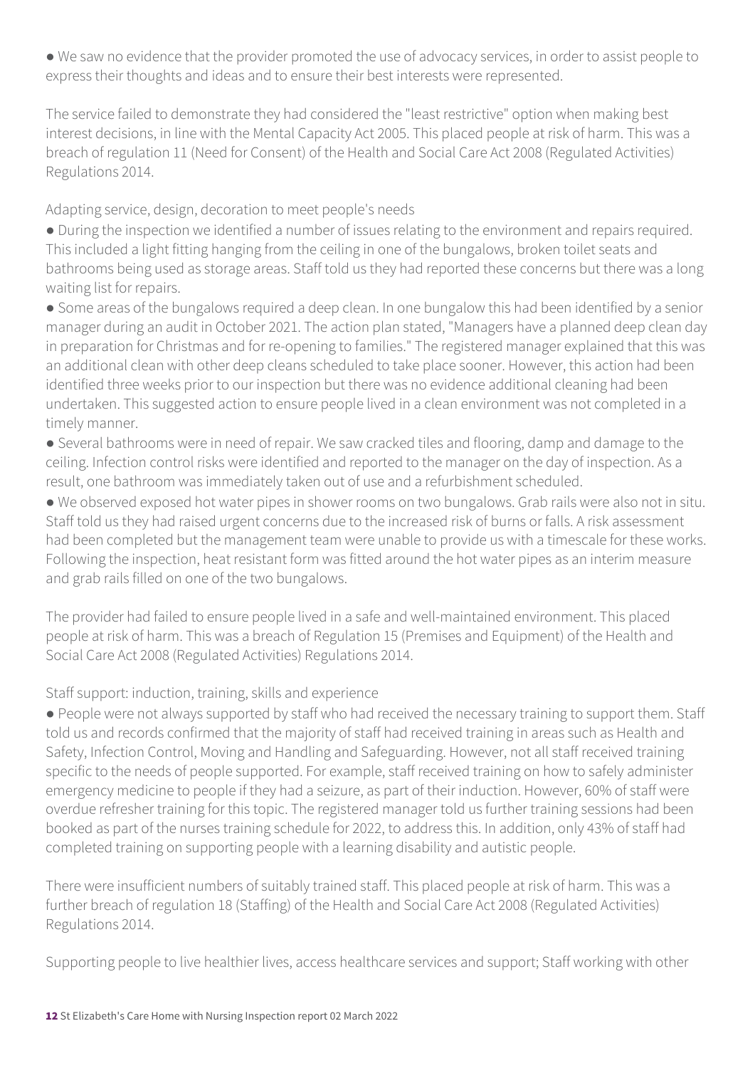- We saw no evidence that the provider promoted the use of advocacy services, in order to assist people to express their thoughts and ideas and to ensure their best interests were represented.

The service failed to demonstrate they had considered the "least restrictive" option when making best interest decisions, in line with the Mental Capacity Act 2005. This placed people at risk of harm. This was a breach of regulation 11 (Need for Consent) of the Health and Social Care Act 2008 (Regulated Activities) Regulations 2014.

Adapting service, design, decoration to meet people's needs

- During the inspection we identified a number of issues relating to the environment and repairs required. This included a light fitting hanging from the ceiling in one of the bungalows, broken toilet seats and bathrooms being used as storage areas. Staff told us they had reported these concerns but there was a long waiting list for repairs.
- Some areas of the bungalows required a deep clean. In one bungalow this had been identified by a senior manager during an audit in October 2021. The action plan stated, "Managers have a planned deep clean day in preparation for Christmas and for re-opening to families." The registered manager explained that this was an additional clean with other deep cleans scheduled to take place sooner. However, this action had been identified three weeks prior to our inspection but there was no evidence additional cleaning had been undertaken. This suggested action to ensure people lived in a clean environment was not completed in a timely manner.
- Several bathrooms were in need of repair. We saw cracked tiles and flooring, damp and damage to the ceiling. Infection control risks were identified and reported to the manager on the day of inspection. As a result, one bathroom was immediately taken out of use and a refurbishment scheduled.
- We observed exposed hot water pipes in shower rooms on two bungalows. Grab rails were also not in situ. Staff told us they had raised urgent concerns due to the increased risk of burns or falls. A risk assessment had been completed but the management team were unable to provide us with a timescale for these works. Following the inspection, heat resistant form was fitted around the hot water pipes as an interim measure and grab rails filled on one of the two bungalows.

The provider had failed to ensure people lived in a safe and well-maintained environment. This placed people at risk of harm. This was a breach of Regulation 15 (Premises and Equipment) of the Health and Social Care Act 2008 (Regulated Activities) Regulations 2014.

Staff support: induction, training, skills and experience

- People were not always supported by staff who had received the necessary training to support them. Staff told us and records confirmed that the majority of staff had received training in areas such as Health and Safety, Infection Control, Moving and Handling and Safeguarding. However, not all staff received training specific to the needs of people supported. For example, staff received training on how to safely administer emergency medicine to people if they had a seizure, as part of their induction. However, 60% of staff were overdue refresher training for this topic. The registered manager told us further training sessions had been booked as part of the nurses training schedule for 2022, to address this. In addition, only 43% of staff had completed training on supporting people with a learning disability and autistic people.

There were insufficient numbers of suitably trained staff. This placed people at risk of harm. This was a further breach of regulation 18 (Staffing) of the Health and Social Care Act 2008 (Regulated Activities) Regulations 2014.

Supporting people to live healthier lives, access healthcare services and support; Staff working with other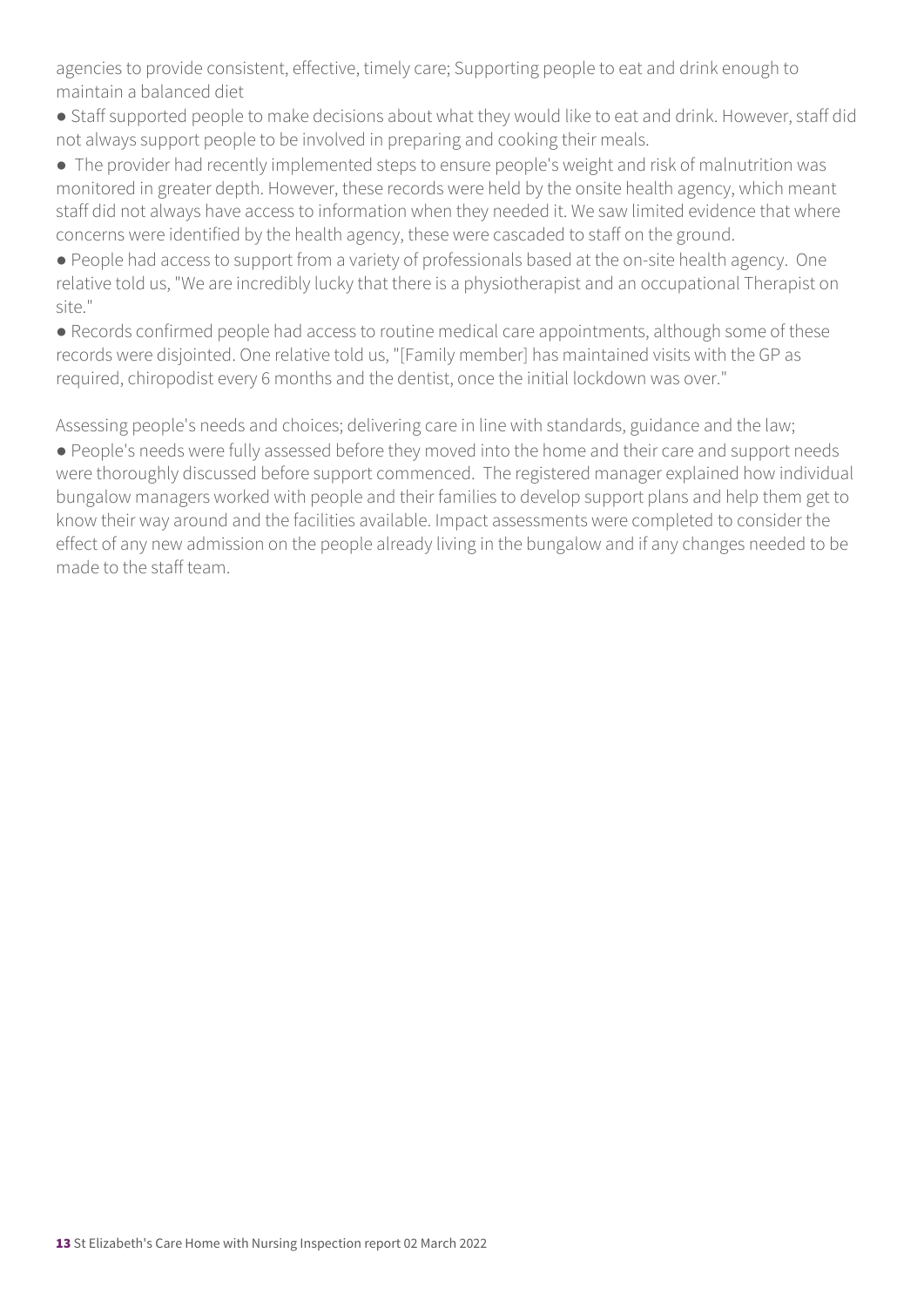agencies to provide consistent, effective, timely care; Supporting people to eat and drink enough to maintain a balanced diet

- Staff supported people to make decisions about what they would like to eat and drink. However, staff did not always support people to be involved in preparing and cooking their meals.
- The provider had recently implemented steps to ensure people's weight and risk of malnutrition was monitored in greater depth. However, these records were held by the onsite health agency, which meant staff did not always have access to information when they needed it. We saw limited evidence that where concerns were identified by the health agency, these were cascaded to staff on the ground.
- People had access to support from a variety of professionals based at the on-site health agency. One relative told us, "We are incredibly lucky that there is a physiotherapist and an occupational Therapist on site."
- Records confirmed people had access to routine medical care appointments, although some of these records were disjointed. One relative told us, "[Family member] has maintained visits with the GP as required, chiropodist every 6 months and the dentist, once the initial lockdown was over."

Assessing people's needs and choices; delivering care in line with standards, guidance and the law;

- People's needs were fully assessed before they moved into the home and their care and support needs were thoroughly discussed before support commenced. The registered manager explained how individual bungalow managers worked with people and their families to develop support plans and help them get to know their way around and the facilities available. Impact assessments were completed to consider the effect of any new admission on the people already living in the bungalow and if any changes needed to be made to the staff team.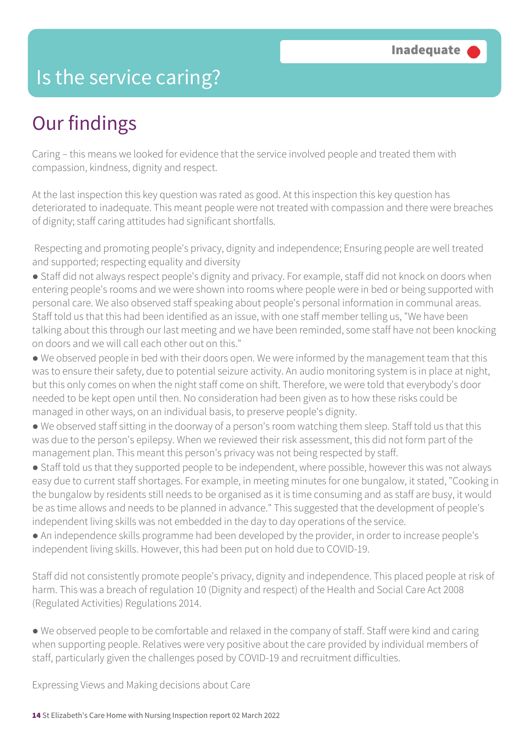# Is the service caring?

**Inadequate**

## Our findings

Caring – this means we looked for evidence that the service involved people and treated them with compassion, kindness, dignity and respect.

At the last inspection this key question was rated as good. At this inspection this key question has deteriorated to inadequate. This meant people were not treated with compassion and there were breaches of dignity; staff caring attitudes had significant shortfalls.

Respecting and promoting people's privacy, dignity and independence; Ensuring people are well treated and supported; respecting equality and diversity

- Staff did not always respect people's dignity and privacy. For example, staff did not knock on doors when entering people's rooms and we were shown into rooms where people were in bed or being supported with personal care. We also observed staff speaking about people's personal information in communal areas. Staff told us that this had been identified as an issue, with one staff member telling us, "We have been talking about this through our last meeting and we have been reminded, some staff have not been knocking on doors and we will call each other out on this."
- We observed people in bed with their doors open. We were informed by the management team that this was to ensure their safety, due to potential seizure activity. An audio monitoring system is in place at night, but this only comes on when the night staff come on shift. Therefore, we were told that everybody's door needed to be kept open until then. No consideration had been given as to how these risks could be managed in other ways, on an individual basis, to preserve people's dignity.
- We observed staff sitting in the doorway of a person's room watching them sleep. Staff told us that this was due to the person's epilepsy. When we reviewed their risk assessment, this did not form part of the management plan. This meant this person's privacy was not being respected by staff.
- Staff told us that they supported people to be independent, where possible, however this was not always easy due to current staff shortages. For example, in meeting minutes for one bungalow, it stated, "Cooking in the bungalow by residents still needs to be organised as it is time consuming and as staff are busy, it would be as time allows and needs to be planned in advance." This suggested that the development of people's independent living skills was not embedded in the day to day operations of the service.
- An independence skills programme had been developed by the provider, in order to increase people's independent living skills. However, this had been put on hold due to COVID-19.

Staff did not consistently promote people's privacy, dignity and independence. This placed people at risk of harm. This was a breach of regulation 10 (Dignity and respect) of the Health and Social Care Act 2008 (Regulated Activities) Regulations 2014.

- We observed people to be comfortable and relaxed in the company of staff. Staff were kind and caring when supporting people. Relatives were very positive about the care provided by individual members of staff, particularly given the challenges posed by COVID-19 and recruitment difficulties.

Expressing Views and Making decisions about Care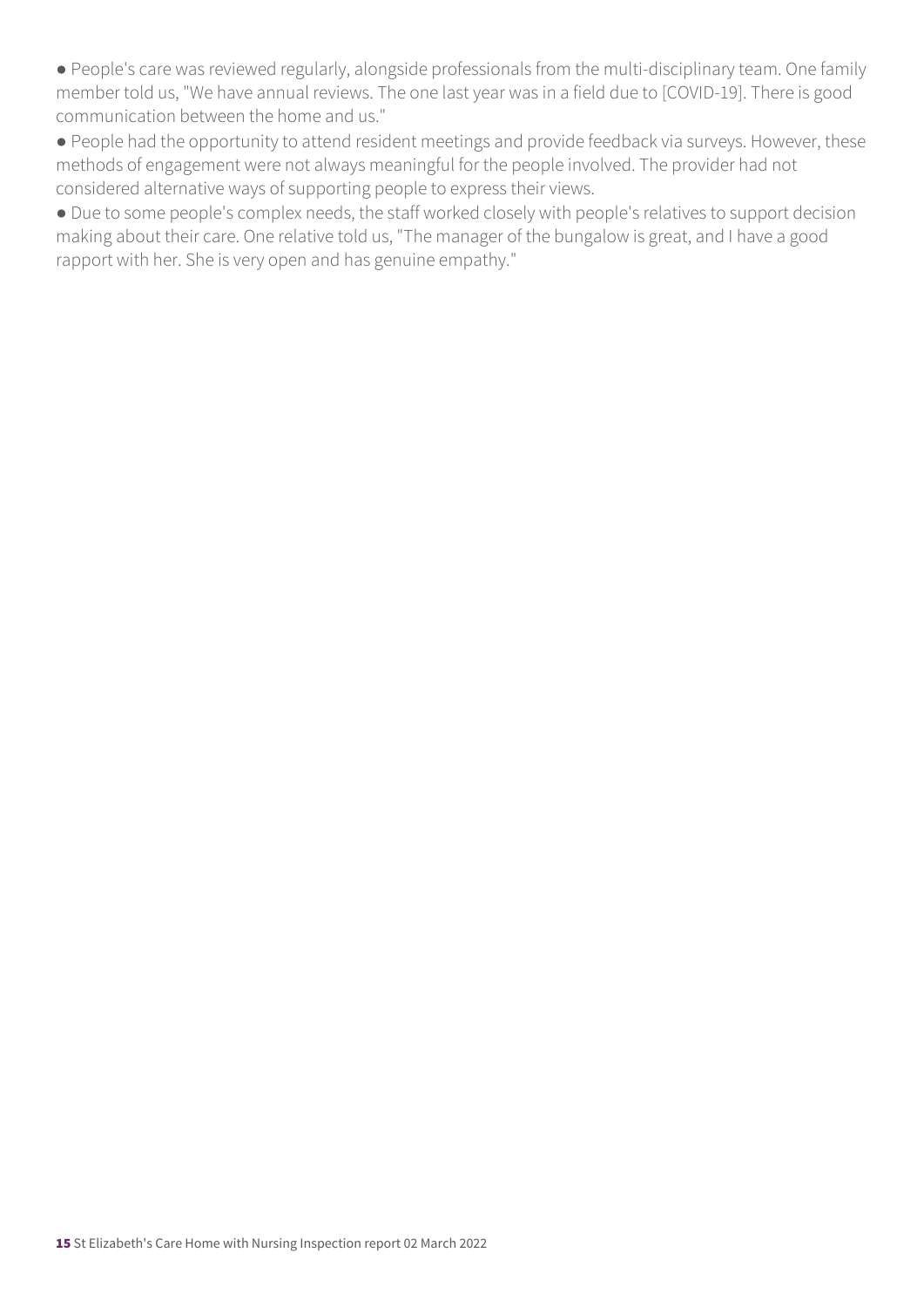- People's care was reviewed regularly, alongside professionals from the multi-disciplinary team. One family member told us, "We have annual reviews. The one last year was in a field due to [COVID-19]. There is good communication between the home and us."
- People had the opportunity to attend resident meetings and provide feedback via surveys. However, these methods of engagement were not always meaningful for the people involved. The provider had not considered alternative ways of supporting people to express their views.
- Due to some people's complex needs, the staff worked closely with people's relatives to support decision making about their care. One relative told us, "The manager of the bungalow is great, and I have a good rapport with her. She is very open and has genuine empathy."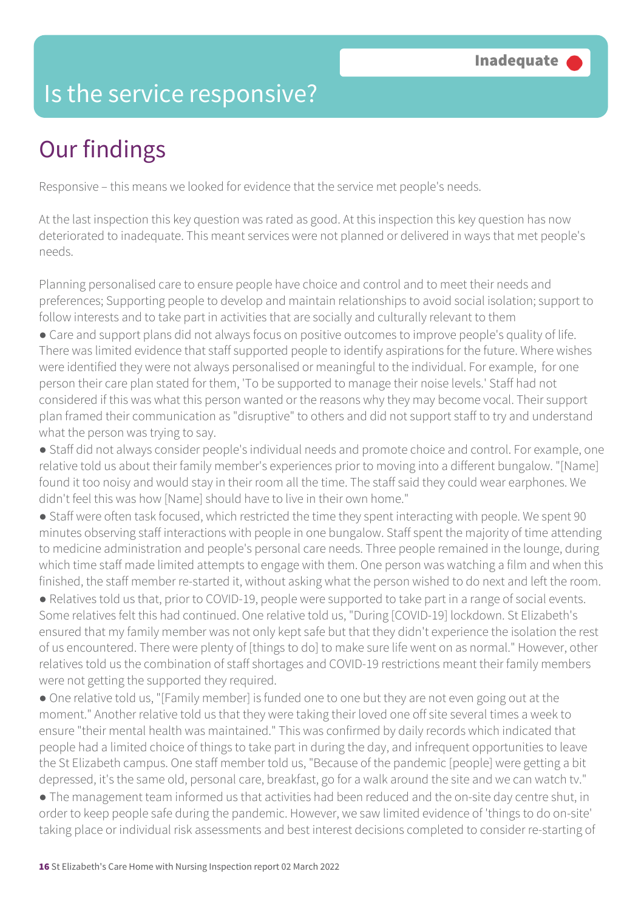# Is the service responsive?

**Inadequate**

## Our findings

Responsive – this means we looked for evidence that the service met people's needs.

At the last inspection this key question was rated as good. At this inspection this key question has now deteriorated to inadequate. This meant services were not planned or delivered in ways that met people's needs.

Planning personalised care to ensure people have choice and control and to meet their needs and preferences; Supporting people to develop and maintain relationships to avoid social isolation; support to follow interests and to take part in activities that are socially and culturally relevant to them

- Care and support plans did not always focus on positive outcomes to improve people's quality of life. There was limited evidence that staff supported people to identify aspirations for the future. Where wishes were identified they were not always personalised or meaningful to the individual. For example, for one person their care plan stated for them, 'To be supported to manage their noise levels.' Staff had not considered if this was what this person wanted or the reasons why they may become vocal. Their support plan framed their communication as "disruptive" to others and did not support staff to try and understand what the person was trying to say.
- Staff did not always consider people's individual needs and promote choice and control. For example, one relative told us about their family member's experiences prior to moving into a different bungalow. "[Name] found it too noisy and would stay in their room all the time. The staff said they could wear earphones. We didn't feel this was how [Name] should have to live in their own home."
- Staff were often task focused, which restricted the time they spent interacting with people. We spent 90 minutes observing staff interactions with people in one bungalow. Staff spent the majority of time attending to medicine administration and people's personal care needs. Three people remained in the lounge, during which time staff made limited attempts to engage with them. One person was watching a film and when this finished, the staff member re-started it, without asking what the person wished to do next and left the room.
- Relatives told us that, prior to COVID-19, people were supported to take part in a range of social events. Some relatives felt this had continued. One relative told us, "During [COVID-19] lockdown. St Elizabeth's ensured that my family member was not only kept safe but that they didn't experience the isolation the rest of us encountered. There were plenty of [things to do] to make sure life went on as normal." However, other relatives told us the combination of staff shortages and COVID-19 restrictions meant their family members were not getting the supported they required.
- One relative told us, "[Family member] is funded one to one but they are not even going out at the moment." Another relative told us that they were taking their loved one off site several times a week to ensure "their mental health was maintained." This was confirmed by daily records which indicated that people had a limited choice of things to take part in during the day, and infrequent opportunities to leave the St Elizabeth campus. One staff member told us, "Because of the pandemic [people] were getting a bit depressed, it's the same old, personal care, breakfast, go for a walk around the site and we can watch tv."
- The management team informed us that activities had been reduced and the on-site day centre shut, in order to keep people safe during the pandemic. However, we saw limited evidence of 'things to do on-site' taking place or individual risk assessments and best interest decisions completed to consider re-starting of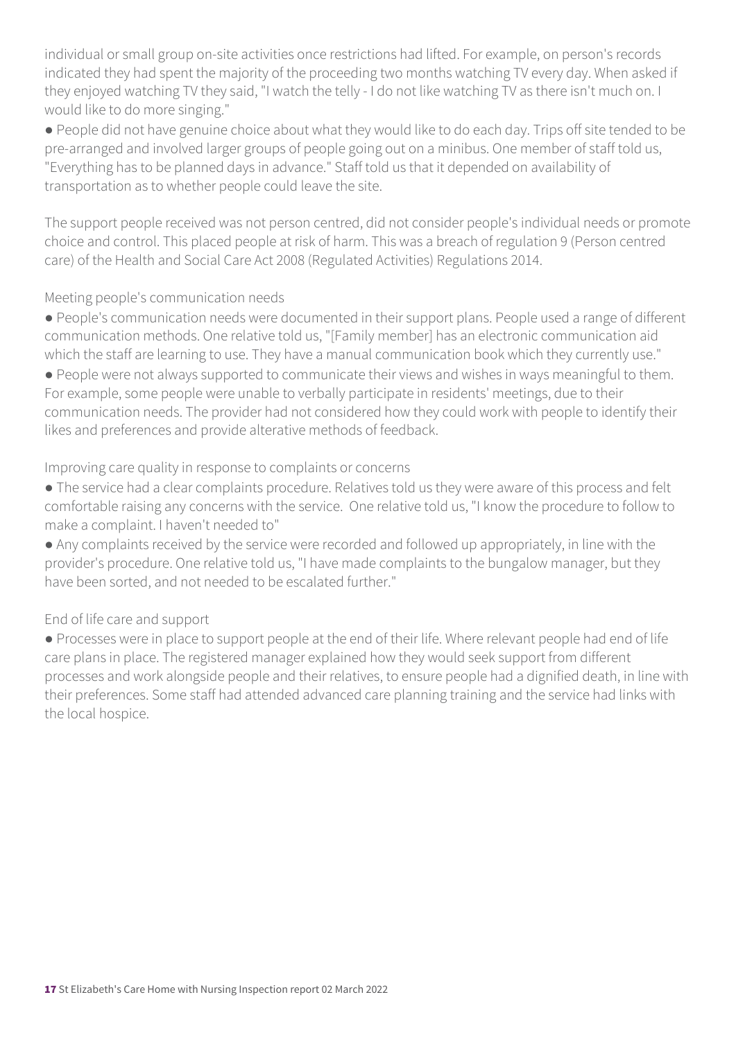individual or small group on-site activities once restrictions had lifted. For example, on person's records indicated they had spent the majority of the proceeding two months watching TV every day. When asked if they enjoyed watching TV they said, "I watch the telly - I do not like watching TV as there isn't much on. I would like to do more singing."

- People did not have genuine choice about what they would like to do each day. Trips off site tended to be pre-arranged and involved larger groups of people going out on a minibus. One member of staff told us, "Everything has to be planned days in advance." Staff told us that it depended on availability of transportation as to whether people could leave the site.

The support people received was not person centred, did not consider people's individual needs or promote choice and control. This placed people at risk of harm. This was a breach of regulation 9 (Person centred care) of the Health and Social Care Act 2008 (Regulated Activities) Regulations 2014.

Meeting people's communication needs

- People's communication needs were documented in their support plans. People used a range of different communication methods. One relative told us, "[Family member] has an electronic communication aid which the staff are learning to use. They have a manual communication book which they currently use."
- People were not always supported to communicate their views and wishes in ways meaningful to them. For example, some people were unable to verbally participate in residents' meetings, due to their communication needs. The provider had not considered how they could work with people to identify their likes and preferences and provide alterative methods of feedback.

Improving care quality in response to complaints or concerns

- The service had a clear complaints procedure. Relatives told us they were aware of this process and felt comfortable raising any concerns with the service. One relative told us, "I know the procedure to follow to make a complaint. I haven't needed to"
- Any complaints received by the service were recorded and followed up appropriately, in line with the provider's procedure. One relative told us, "I have made complaints to the bungalow manager, but they have been sorted, and not needed to be escalated further."

End of life care and support

- Processes were in place to support people at the end of their life. Where relevant people had end of life care plans in place. The registered manager explained how they would seek support from different processes and work alongside people and their relatives, to ensure people had a dignified death, in line with their preferences. Some staff had attended advanced care planning training and the service had links with the local hospice.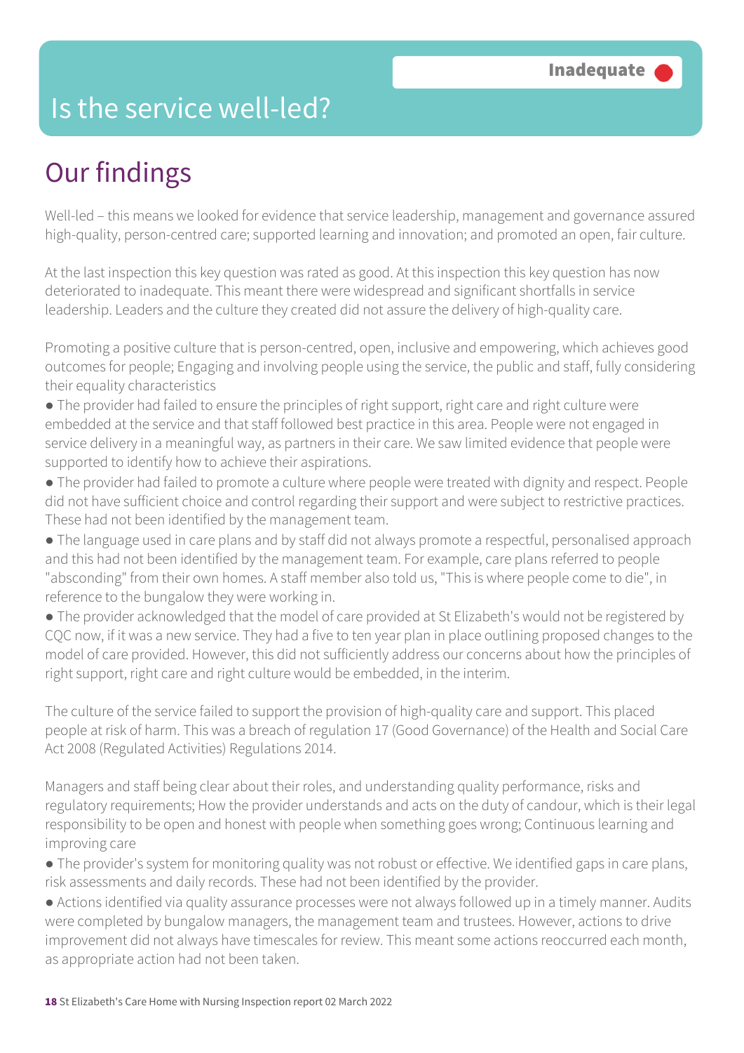# Is the service well-led?

**Inadequate**

## Our findings

Well-led – this means we looked for evidence that service leadership, management and governance assured high-quality, person-centred care; supported learning and innovation; and promoted an open, fair culture.

At the last inspection this key question was rated as good. At this inspection this key question has now deteriorated to inadequate. This meant there were widespread and significant shortfalls in service leadership. Leaders and the culture they created did not assure the delivery of high-quality care.

Promoting a positive culture that is person-centred, open, inclusive and empowering, which achieves good outcomes for people; Engaging and involving people using the service, the public and staff, fully considering their equality characteristics

- The provider had failed to ensure the principles of right support, right care and right culture were embedded at the service and that staff followed best practice in this area. People were not engaged in service delivery in a meaningful way, as partners in their care. We saw limited evidence that people were supported to identify how to achieve their aspirations.
- The provider had failed to promote a culture where people were treated with dignity and respect. People did not have sufficient choice and control regarding their support and were subject to restrictive practices. These had not been identified by the management team.
- The language used in care plans and by staff did not always promote a respectful, personalised approach and this had not been identified by the management team. For example, care plans referred to people "absconding" from their own homes. A staff member also told us, "This is where people come to die", in reference to the bungalow they were working in.
- The provider acknowledged that the model of care provided at St Elizabeth's would not be registered by CQC now, if it was a new service. They had a five to ten year plan in place outlining proposed changes to the model of care provided. However, this did not sufficiently address our concerns about how the principles of right support, right care and right culture would be embedded, in the interim.

The culture of the service failed to support the provision of high-quality care and support. This placed people at risk of harm. This was a breach of regulation 17 (Good Governance) of the Health and Social Care Act 2008 (Regulated Activities) Regulations 2014.

Managers and staff being clear about their roles, and understanding quality performance, risks and regulatory requirements; How the provider understands and acts on the duty of candour, which is their legal responsibility to be open and honest with people when something goes wrong; Continuous learning and improving care

- The provider's system for monitoring quality was not robust or effective. We identified gaps in care plans, risk assessments and daily records. These had not been identified by the provider.
- Actions identified via quality assurance processes were not always followed up in a timely manner. Audits were completed by bungalow managers, the management team and trustees. However, actions to drive improvement did not always have timescales for review. This meant some actions reoccurred each month, as appropriate action had not been taken.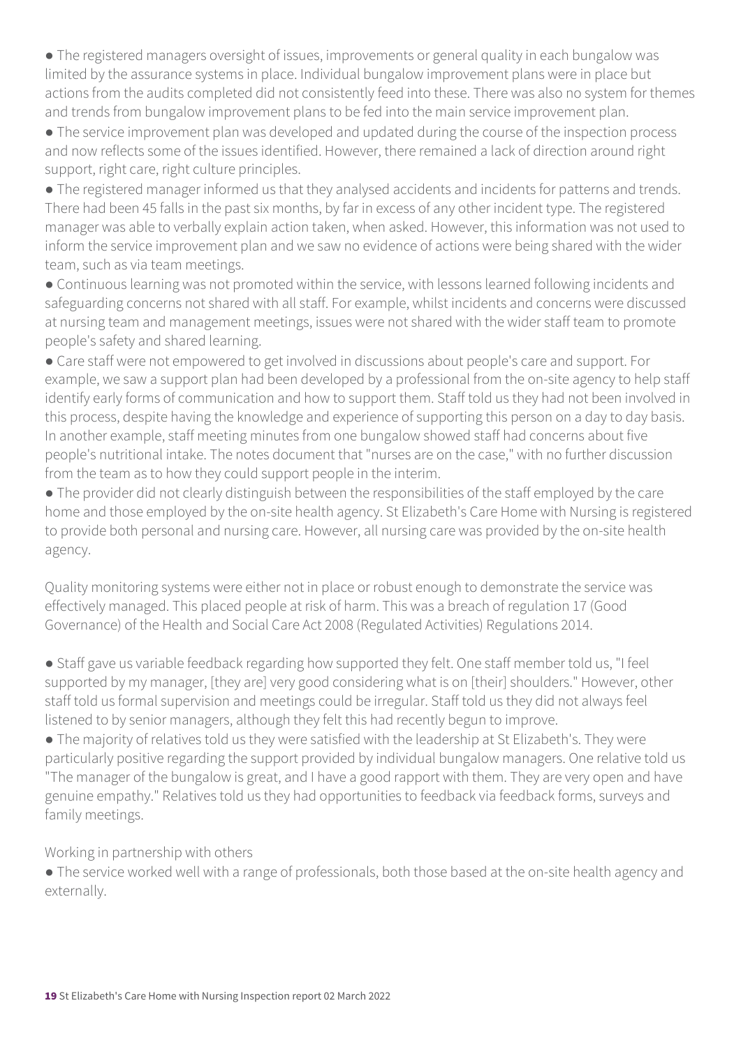- The registered managers oversight of issues, improvements or general quality in each bungalow was limited by the assurance systems in place. Individual bungalow improvement plans were in place but actions from the audits completed did not consistently feed into these. There was also no system for themes and trends from bungalow improvement plans to be fed into the main service improvement plan.
- The service improvement plan was developed and updated during the course of the inspection process and now reflects some of the issues identified. However, there remained a lack of direction around right support, right care, right culture principles.
- The registered manager informed us that they analysed accidents and incidents for patterns and trends. There had been 45 falls in the past six months, by far in excess of any other incident type. The registered manager was able to verbally explain action taken, when asked. However, this information was not used to inform the service improvement plan and we saw no evidence of actions were being shared with the wider team, such as via team meetings.
- Continuous learning was not promoted within the service, with lessons learned following incidents and safeguarding concerns not shared with all staff. For example, whilst incidents and concerns were discussed at nursing team and management meetings, issues were not shared with the wider staff team to promote people's safety and shared learning.
- Care staff were not empowered to get involved in discussions about people's care and support. For example, we saw a support plan had been developed by a professional from the on-site agency to help staff identify early forms of communication and how to support them. Staff told us they had not been involved in this process, despite having the knowledge and experience of supporting this person on a day to day basis. In another example, staff meeting minutes from one bungalow showed staff had concerns about five people's nutritional intake. The notes document that "nurses are on the case," with no further discussion from the team as to how they could support people in the interim.
- The provider did not clearly distinguish between the responsibilities of the staff employed by the care home and those employed by the on-site health agency. St Elizabeth's Care Home with Nursing is registered to provide both personal and nursing care. However, all nursing care was provided by the on-site health agency.

Quality monitoring systems were either not in place or robust enough to demonstrate the service was effectively managed. This placed people at risk of harm. This was a breach of regulation 17 (Good Governance) of the Health and Social Care Act 2008 (Regulated Activities) Regulations 2014.

- Staff gave us variable feedback regarding how supported they felt. One staff member told us, "I feel supported by my manager, [they are] very good considering what is on [their] shoulders." However, other staff told us formal supervision and meetings could be irregular. Staff told us they did not always feel listened to by senior managers, although they felt this had recently begun to improve.
- The majority of relatives told us they were satisfied with the leadership at St Elizabeth's. They were particularly positive regarding the support provided by individual bungalow managers. One relative told us "The manager of the bungalow is great, and I have a good rapport with them. They are very open and have genuine empathy." Relatives told us they had opportunities to feedback via feedback forms, surveys and family meetings.

Working in partnership with others

- The service worked well with a range of professionals, both those based at the on-site health agency and externally.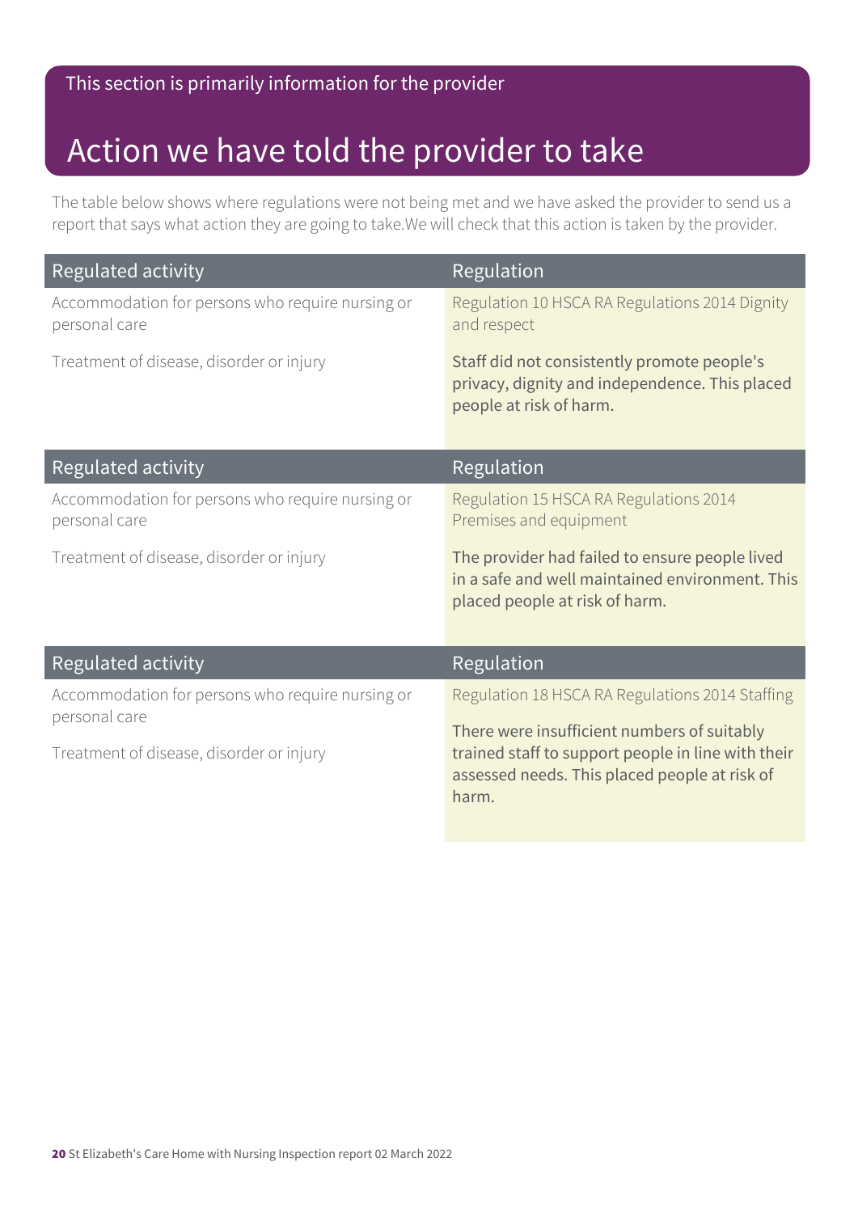This section is primarily information for the provider

# Action we have told the provider to take

The table below shows where regulations were not being met and we have asked the provider to send us a report that says what action they are going to take.We will check that this action is taken by the provider.

| Regulated activity | Regulation |
| --- | --- |
| Accommodation for persons who require nursing or personal care<br><br>Treatment of disease, disorder or injury | Regulation 10 HSCA RA Regulations 2014 Dignity and respect<br><br>Staff did not consistently promote people's privacy, dignity and independence. This placed people at risk of harm. |

| Regulated activity | Regulation |
| --- | --- |
| Accommodation for persons who require nursing or personal care<br><br>Treatment of disease, disorder or injury | Regulation 15 HSCA RA Regulations 2014 Premises and equipment<br><br>The provider had failed to ensure people lived in a safe and well maintained environment. This placed people at risk of harm. |

| Regulated activity | Regulation |
| --- | --- |
| Accommodation for persons who require nursing or personal care<br><br>Treatment of disease, disorder or injury | Regulation 18 HSCA RA Regulations 2014 Staffing<br><br>There were insufficient numbers of suitably trained staff to support people in line with their assessed needs. This placed people at risk of harm. |